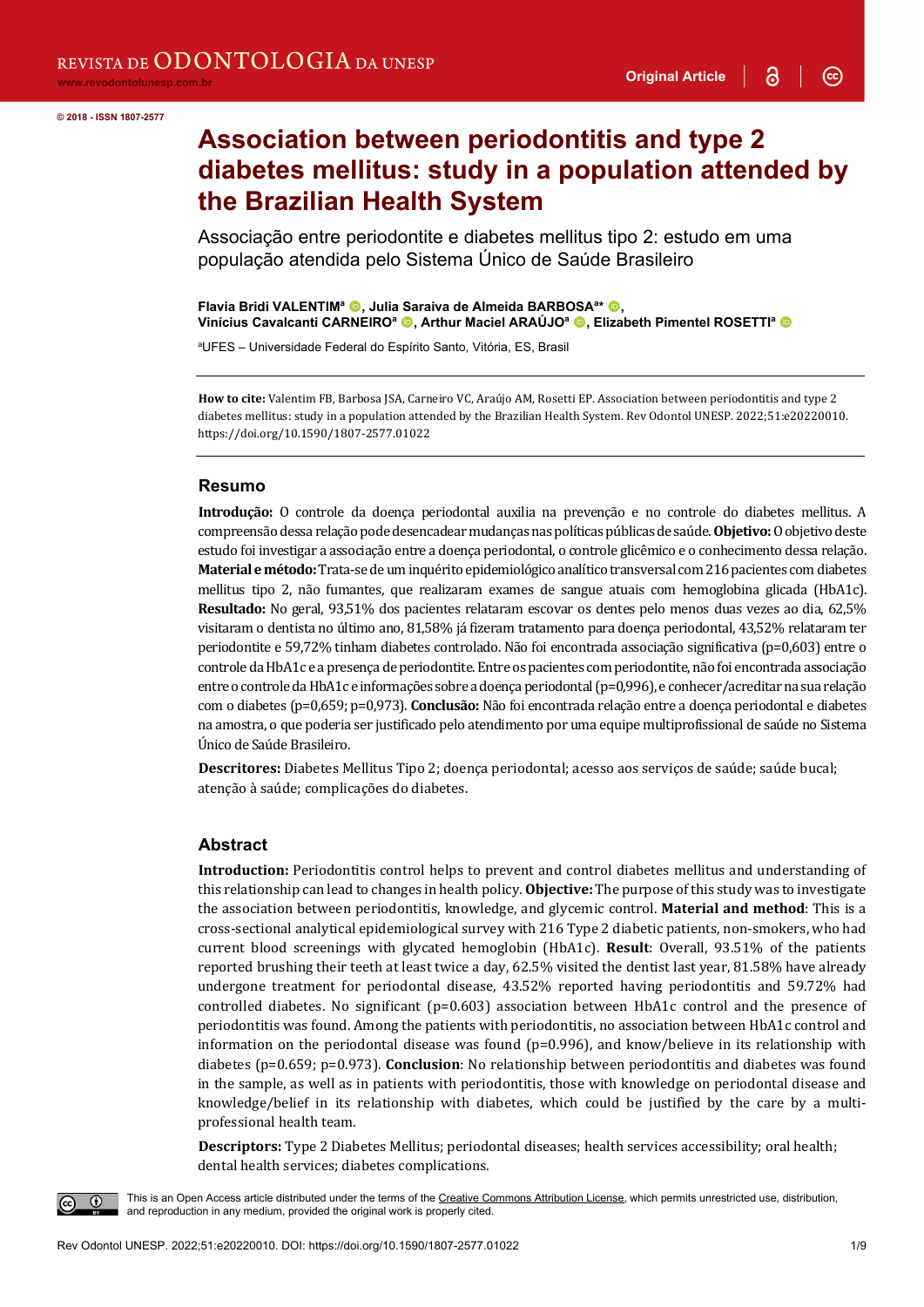© 2018 - ISSN 1807-2577

# Association between periodontitis and type 2 diabetes mellitus: study in a population attended by the Brazilian Health System

Associação entre periodontite e diabetes mellitus tipo 2: estudo em uma população atendida pelo Sistema Único de Saúde Brasileiro

**Flavia Bridi VALENTIM**[a], **Julia Saraiva de Almeida BARBOSA**[a*], **Vinícius Cavalcanti CARNEIRO**[a], **Arthur Maciel ARAÚJO**[a], **Elizabeth Pimentel ROSETTI**[a]

[a]UFES – Universidade Federal do Espírito Santo, Vitória, ES, Brasil

**How to cite:** Valentim FB, Barbosa JSA, Carneiro VC, Araújo AM, Rosetti EP. Association between periodontitis and type 2 diabetes mellitus: study in a population attended by the Brazilian Health System. Rev Odontol UNESP. 2022;51:e20220010. https://doi.org/10.1590/1807-2577.01022

## Resumo

**Introdução:** O controle da doença periodontal auxilia na prevenção e no controle do diabetes mellitus. A compreensão dessa relação pode desencadear mudanças nas políticas públicas de saúde. **Objetivo:** O objetivo deste estudo foi investigar a associação entre a doença periodontal, o controle glicêmico e o conhecimento dessa relação. **Material e método:** Trata-se de um inquérito epidemiológico analítico transversal com 216 pacientes com diabetes mellitus tipo 2, não fumantes, que realizaram exames de sangue atuais com hemoglobina glicada (HbA1c). **Resultado:** No geral, 93,51% dos pacientes relataram escovar os dentes pelo menos duas vezes ao dia, 62,5% visitaram o dentista no último ano, 81,58% já fizeram tratamento para doença periodontal, 43,52% relataram ter periodontite e 59,72% tinham diabetes controlado. Não foi encontrada associação significativa (p=0,603) entre o controle da HbA1c e a presença de periodontite. Entre os pacientes com periodontite, não foi encontrada associação entre o controle da HbA1c e informações sobre a doença periodontal (p=0,996), e conhecer/acreditar na sua relação com o diabetes (p=0,659; p=0,973). **Conclusão:** Não foi encontrada relação entre a doença periodontal e diabetes na amostra, o que poderia ser justificado pelo atendimento por uma equipe multiprofissional de saúde no Sistema Único de Saúde Brasileiro.

**Descritores:** Diabetes Mellitus Tipo 2; doença periodontal; acesso aos serviços de saúde; saúde bucal; atenção à saúde; complicações do diabetes.

## Abstract

**Introduction:** Periodontitis control helps to prevent and control diabetes mellitus and understanding of this relationship can lead to changes in health policy. **Objective:** The purpose of this study was to investigate the association between periodontitis, knowledge, and glycemic control. **Material and method**: This is a cross-sectional analytical epidemiological survey with 216 Type 2 diabetic patients, non-smokers, who had current blood screenings with glycated hemoglobin (HbA1c). **Result**: Overall, 93.51% of the patients reported brushing their teeth at least twice a day, 62.5% visited the dentist last year, 81.58% have already undergone treatment for periodontal disease, 43.52% reported having periodontitis and 59.72% had controlled diabetes. No significant (p=0.603) association between HbA1c control and the presence of periodontitis was found. Among the patients with periodontitis, no association between HbA1c control and information on the periodontal disease was found (p=0.996), and know/believe in its relationship with diabetes (p=0.659; p=0.973). **Conclusion**: No relationship between periodontitis and diabetes was found in the sample, as well as in patients with periodontitis, those with knowledge on periodontal disease and knowledge/belief in its relationship with diabetes, which could be justified by the care by a multi-professional health team.

**Descriptors:** Type 2 Diabetes Mellitus; periodontal diseases; health services accessibility; oral health; dental health services; diabetes complications.

This is an Open Access article distributed under the terms of the Creative Commons Attribution License, which permits unrestricted use, distribution, and reproduction in any medium, provided the original work is properly cited.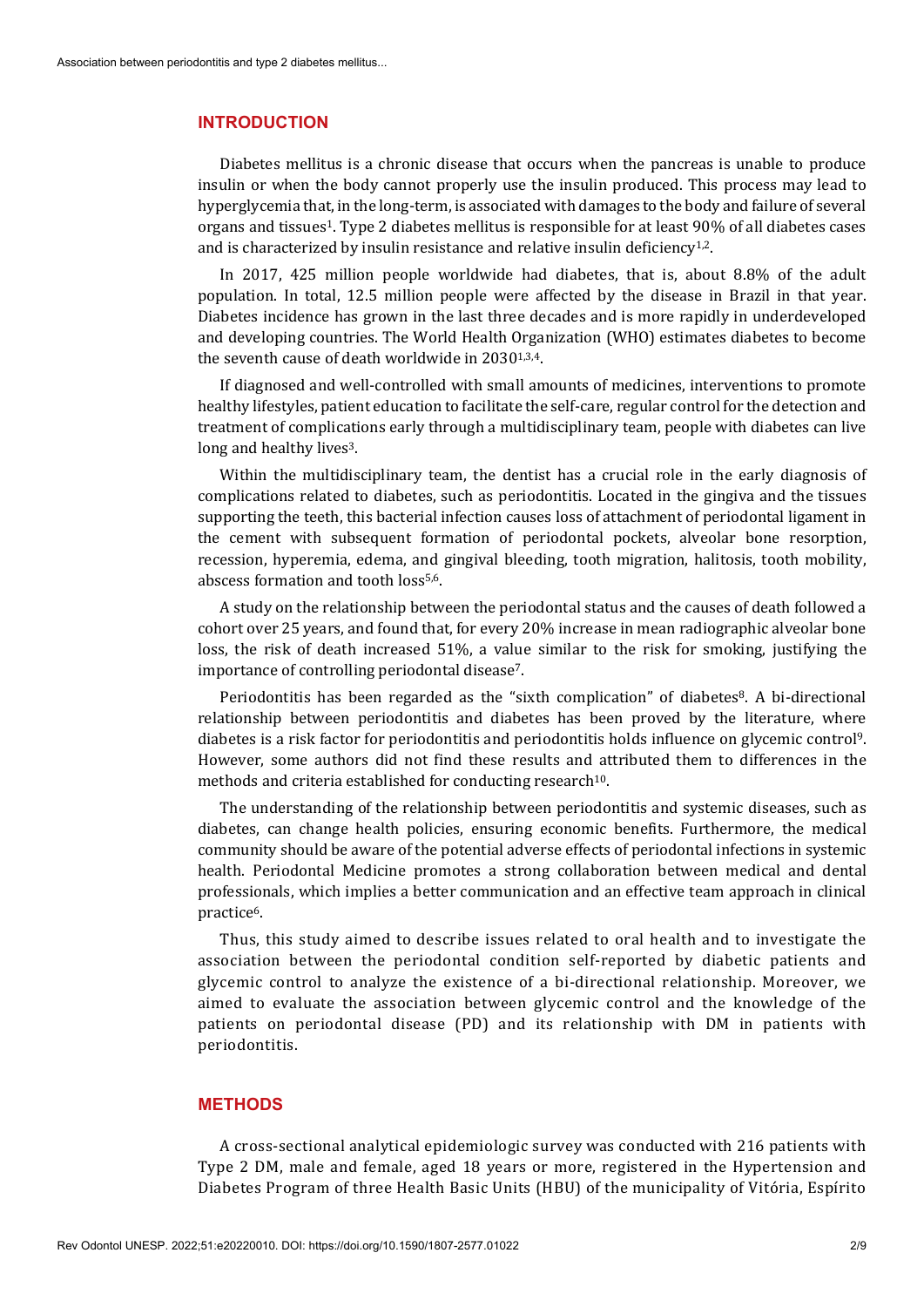## INTRODUCTION

Diabetes mellitus is a chronic disease that occurs when the pancreas is unable to produce insulin or when the body cannot properly use the insulin produced. This process may lead to hyperglycemia that, in the long-term, is associated with damages to the body and failure of several organs and tissues[1]. Type 2 diabetes mellitus is responsible for at least 90% of all diabetes cases and is characterized by insulin resistance and relative insulin deficiency[1,2].

In 2017, 425 million people worldwide had diabetes, that is, about 8.8% of the adult population. In total, 12.5 million people were affected by the disease in Brazil in that year. Diabetes incidence has grown in the last three decades and is more rapidly in underdeveloped and developing countries. The World Health Organization (WHO) estimates diabetes to become the seventh cause of death worldwide in 2030[1,3,4].

If diagnosed and well-controlled with small amounts of medicines, interventions to promote healthy lifestyles, patient education to facilitate the self-care, regular control for the detection and treatment of complications early through a multidisciplinary team, people with diabetes can live long and healthy lives[3].

Within the multidisciplinary team, the dentist has a crucial role in the early diagnosis of complications related to diabetes, such as periodontitis. Located in the gingiva and the tissues supporting the teeth, this bacterial infection causes loss of attachment of periodontal ligament in the cement with subsequent formation of periodontal pockets, alveolar bone resorption, recession, hyperemia, edema, and gingival bleeding, tooth migration, halitosis, tooth mobility, abscess formation and tooth loss[5,6].

A study on the relationship between the periodontal status and the causes of death followed a cohort over 25 years, and found that, for every 20% increase in mean radiographic alveolar bone loss, the risk of death increased 51%, a value similar to the risk for smoking, justifying the importance of controlling periodontal disease[7].

Periodontitis has been regarded as the "sixth complication" of diabetes[8]. A bi-directional relationship between periodontitis and diabetes has been proved by the literature, where diabetes is a risk factor for periodontitis and periodontitis holds influence on glycemic control[9]. However, some authors did not find these results and attributed them to differences in the methods and criteria established for conducting research[10].

The understanding of the relationship between periodontitis and systemic diseases, such as diabetes, can change health policies, ensuring economic benefits. Furthermore, the medical community should be aware of the potential adverse effects of periodontal infections in systemic health. Periodontal Medicine promotes a strong collaboration between medical and dental professionals, which implies a better communication and an effective team approach in clinical practice[6].

Thus, this study aimed to describe issues related to oral health and to investigate the association between the periodontal condition self-reported by diabetic patients and glycemic control to analyze the existence of a bi-directional relationship. Moreover, we aimed to evaluate the association between glycemic control and the knowledge of the patients on periodontal disease (PD) and its relationship with DM in patients with periodontitis.

## METHODS

A cross-sectional analytical epidemiologic survey was conducted with 216 patients with Type 2 DM, male and female, aged 18 years or more, registered in the Hypertension and Diabetes Program of three Health Basic Units (HBU) of the municipality of Vitória, Espírito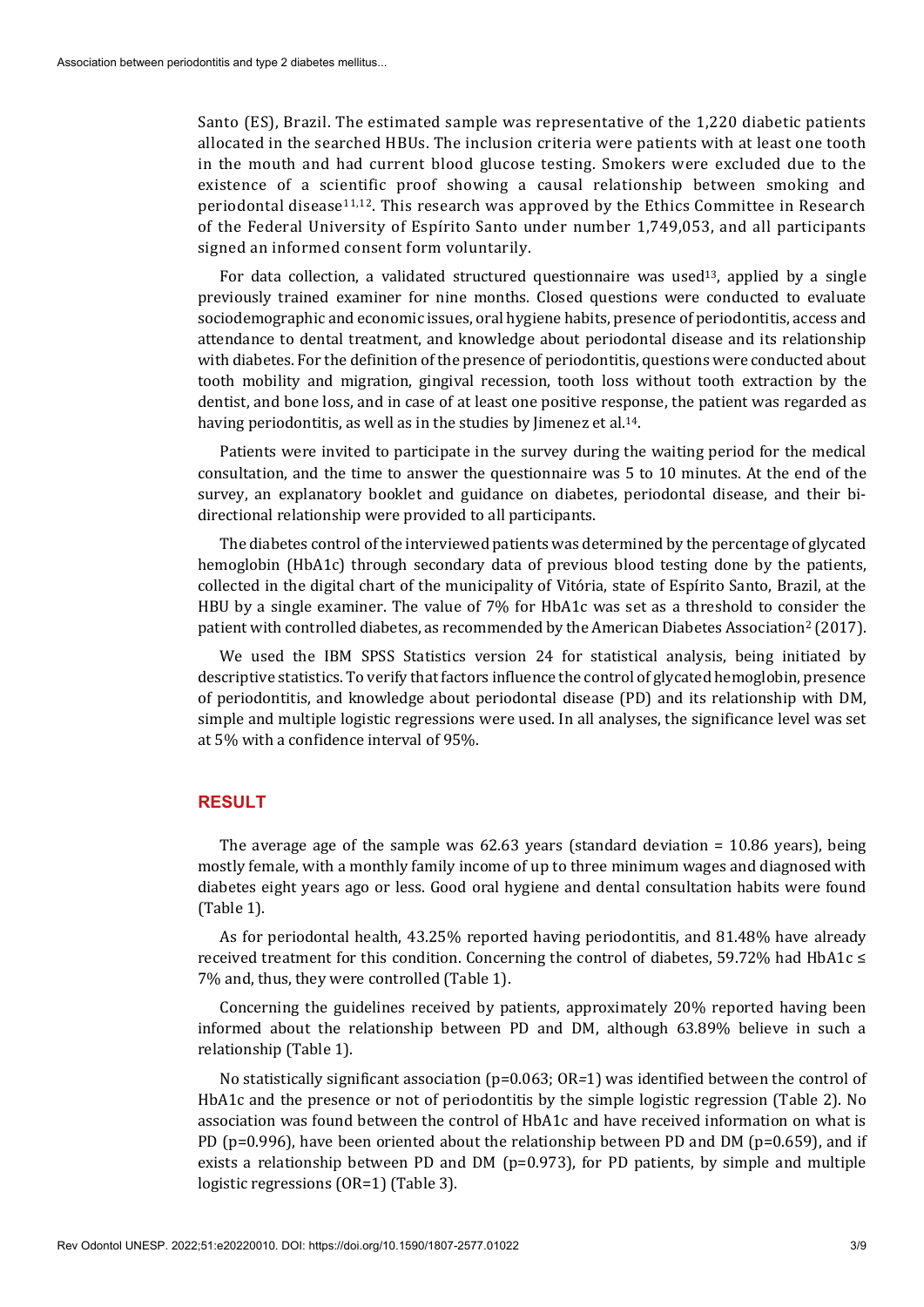Santo (ES), Brazil. The estimated sample was representative of the 1,220 diabetic patients allocated in the searched HBUs. The inclusion criteria were patients with at least one tooth in the mouth and had current blood glucose testing. Smokers were excluded due to the existence of a scientific proof showing a causal relationship between smoking and periodontal disease[11,12]. This research was approved by the Ethics Committee in Research of the Federal University of Espírito Santo under number 1,749,053, and all participants signed an informed consent form voluntarily.

For data collection, a validated structured questionnaire was used[13], applied by a single previously trained examiner for nine months. Closed questions were conducted to evaluate sociodemographic and economic issues, oral hygiene habits, presence of periodontitis, access and attendance to dental treatment, and knowledge about periodontal disease and its relationship with diabetes. For the definition of the presence of periodontitis, questions were conducted about tooth mobility and migration, gingival recession, tooth loss without tooth extraction by the dentist, and bone loss, and in case of at least one positive response, the patient was regarded as having periodontitis, as well as in the studies by Jimenez et al.[14].

Patients were invited to participate in the survey during the waiting period for the medical consultation, and the time to answer the questionnaire was 5 to 10 minutes. At the end of the survey, an explanatory booklet and guidance on diabetes, periodontal disease, and their bi-directional relationship were provided to all participants.

The diabetes control of the interviewed patients was determined by the percentage of glycated hemoglobin (HbA1c) through secondary data of previous blood testing done by the patients, collected in the digital chart of the municipality of Vitória, state of Espírito Santo, Brazil, at the HBU by a single examiner. The value of 7% for HbA1c was set as a threshold to consider the patient with controlled diabetes, as recommended by the American Diabetes Association[2] (2017).

We used the IBM SPSS Statistics version 24 for statistical analysis, being initiated by descriptive statistics. To verify that factors influence the control of glycated hemoglobin, presence of periodontitis, and knowledge about periodontal disease (PD) and its relationship with DM, simple and multiple logistic regressions were used. In all analyses, the significance level was set at 5% with a confidence interval of 95%.

## RESULT

The average age of the sample was 62.63 years (standard deviation = 10.86 years), being mostly female, with a monthly family income of up to three minimum wages and diagnosed with diabetes eight years ago or less. Good oral hygiene and dental consultation habits were found (Table 1).

As for periodontal health, 43.25% reported having periodontitis, and 81.48% have already received treatment for this condition. Concerning the control of diabetes, 59.72% had HbA1c ≤ 7% and, thus, they were controlled (Table 1).

Concerning the guidelines received by patients, approximately 20% reported having been informed about the relationship between PD and DM, although 63.89% believe in such a relationship (Table 1).

No statistically significant association ($p=0.063$; $OR=1$) was identified between the control of HbA1c and the presence or not of periodontitis by the simple logistic regression (Table 2). No association was found between the control of HbA1c and have received information on what is PD ($p=0.996$), have been oriented about the relationship between PD and DM ($p=0.659$), and if exists a relationship between PD and DM ($p=0.973$), for PD patients, by simple and multiple logistic regressions ($OR=1$) (Table 3).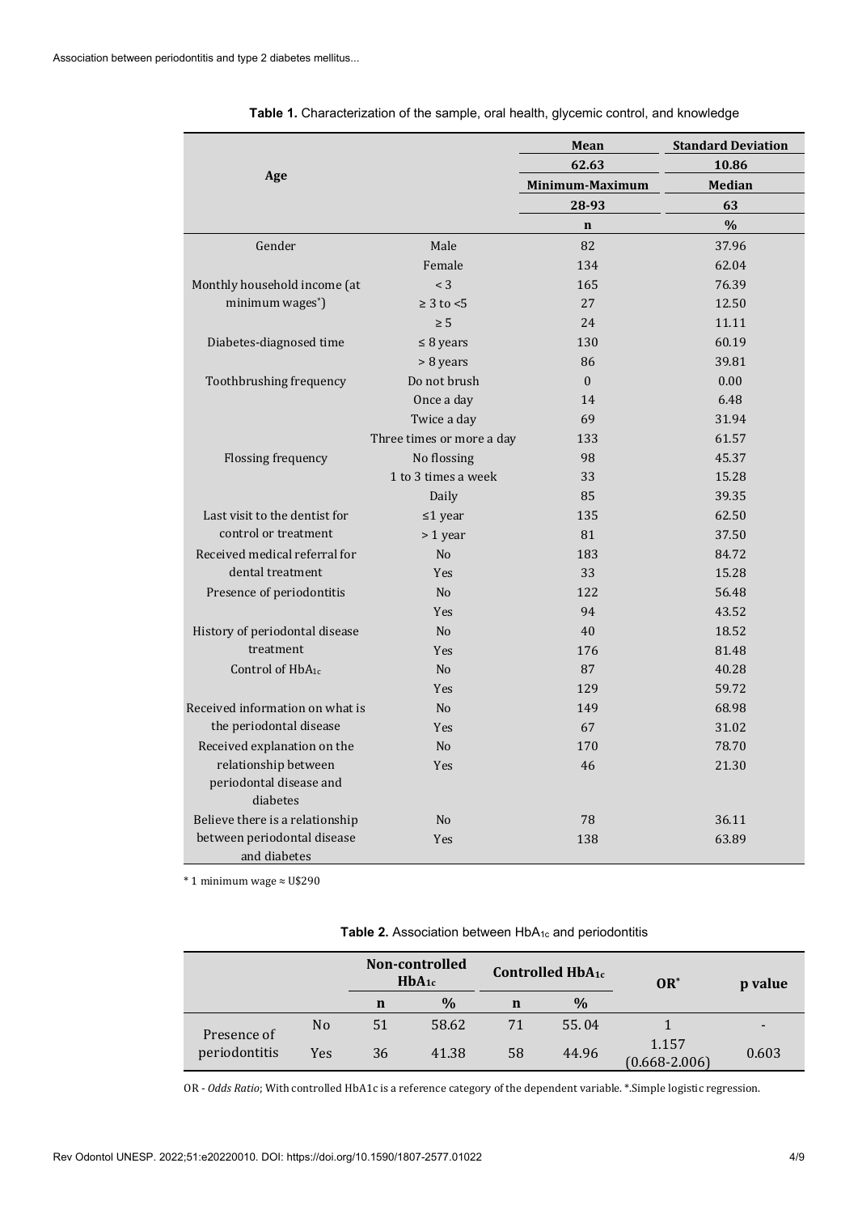**Table 1.** Characterization of the sample, oral health, glycemic control, and knowledge

| | | Mean | Standard Deviation |
|---|---|---|---|
| Age | | 62.63 | 10.86 |
| | | Minimum-Maximum | Median |
| | | 28-93 | 63 |
| | | n | % |
| Gender | Male | 82 | 37.96 |
| | Female | 134 | 62.04 |
| Monthly household income (at minimum wages*) | < 3 | 165 | 76.39 |
| | ≥ 3 to <5 | 27 | 12.50 |
| | ≥ 5 | 24 | 11.11 |
| Diabetes-diagnosed time | ≤ 8 years | 130 | 60.19 |
| | > 8 years | 86 | 39.81 |
| Toothbrushing frequency | Do not brush | 0 | 0.00 |
| | Once a day | 14 | 6.48 |
| | Twice a day | 69 | 31.94 |
| | Three times or more a day | 133 | 61.57 |
| Flossing frequency | No flossing | 98 | 45.37 |
| | 1 to 3 times a week | 33 | 15.28 |
| | Daily | 85 | 39.35 |
| Last visit to the dentist for control or treatment | ≤1 year | 135 | 62.50 |
| | > 1 year | 81 | 37.50 |
| Received medical referral for dental treatment | No | 183 | 84.72 |
| | Yes | 33 | 15.28 |
| Presence of periodontitis | No | 122 | 56.48 |
| | Yes | 94 | 43.52 |
| History of periodontal disease treatment | No | 40 | 18.52 |
| | Yes | 176 | 81.48 |
| Control of $HbA_{1c}$ | No | 87 | 40.28 |
| | Yes | 129 | 59.72 |
| Received information on what is the periodontal disease | No | 149 | 68.98 |
| | Yes | 67 | 31.02 |
| Received explanation on the relationship between periodontal disease and diabetes | No | 170 | 78.70 |
| | Yes | 46 | 21.30 |
| Believe there is a relationship between periodontal disease and diabetes | No | 78 | 36.11 |
| | Yes | 138 | 63.89 |

* 1 minimum wage ≈ U$290

**Table 2.** Association between $HbA_{1c}$ and periodontitis

| | | Non-controlled $HbA_{1c}$ | | Controlled $HbA_{1c}$ | | OR* | p value |
|---|---|---|---|---|---|---|---|
| | | n | % | n | % | | |
| Presence of periodontitis | No | 51 | 58.62 | 71 | 55.04 | 1 | - |
| | Yes | 36 | 41.38 | 58 | 44.96 | 1.157 (0.668-2.006) | 0.603 |

OR - *Odds Ratio*; With controlled HbA1c is a reference category of the dependent variable. *.Simple logistic regression.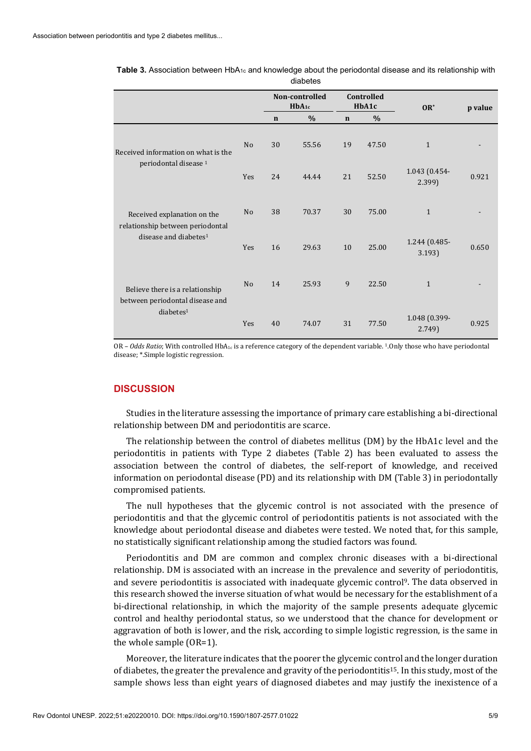**Table 3.** Association between $HbA_{1c}$ and knowledge about the periodontal disease and its relationship with diabetes

| | | Non-controlled $HbA_{1c}$ | | Controlled HbA1c | | OR* | p value |
|---|---|---|---|---|---|---|---|
| | | n | % | n | % | | |
| Received information on what is the periodontal disease [1] | No | 30 | 55.56 | 19 | 47.50 | 1 | - |
| | Yes | 24 | 44.44 | 21 | 52.50 | 1.043 (0.454-2.399) | 0.921 |
| Received explanation on the relationship between periodontal disease and diabetes[1] | No | 38 | 70.37 | 30 | 75.00 | 1 | - |
| | Yes | 16 | 29.63 | 10 | 25.00 | 1.244 (0.485-3.193) | 0.650 |
| Believe there is a relationship between periodontal disease and diabetes[1] | No | 14 | 25.93 | 9 | 22.50 | 1 | - |
| | Yes | 40 | 74.07 | 31 | 77.50 | 1.048 (0.399-2.749) | 0.925 |

OR – *Odds Ratio*; With controlled $HbA_{1c}$ is a reference category of the dependent variable. [1].Only those who have periodontal disease; *.Simple logistic regression.

## DISCUSSION

Studies in the literature assessing the importance of primary care establishing a bi-directional relationship between DM and periodontitis are scarce.

The relationship between the control of diabetes mellitus (DM) by the HbA1c level and the periodontitis in patients with Type 2 diabetes (Table 2) has been evaluated to assess the association between the control of diabetes, the self-report of knowledge, and received information on periodontal disease (PD) and its relationship with DM (Table 3) in periodontally compromised patients.

The null hypotheses that the glycemic control is not associated with the presence of periodontitis and that the glycemic control of periodontitis patients is not associated with the knowledge about periodontal disease and diabetes were tested. We noted that, for this sample, no statistically significant relationship among the studied factors was found.

Periodontitis and DM are common and complex chronic diseases with a bi-directional relationship. DM is associated with an increase in the prevalence and severity of periodontitis, and severe periodontitis is associated with inadequate glycemic control[9]. The data observed in this research showed the inverse situation of what would be necessary for the establishment of a bi-directional relationship, in which the majority of the sample presents adequate glycemic control and healthy periodontal status, so we understood that the chance for development or aggravation of both is lower, and the risk, according to simple logistic regression, is the same in the whole sample (OR=1).

Moreover, the literature indicates that the poorer the glycemic control and the longer duration of diabetes, the greater the prevalence and gravity of the periodontitis[15]. In this study, most of the sample shows less than eight years of diagnosed diabetes and may justify the inexistence of a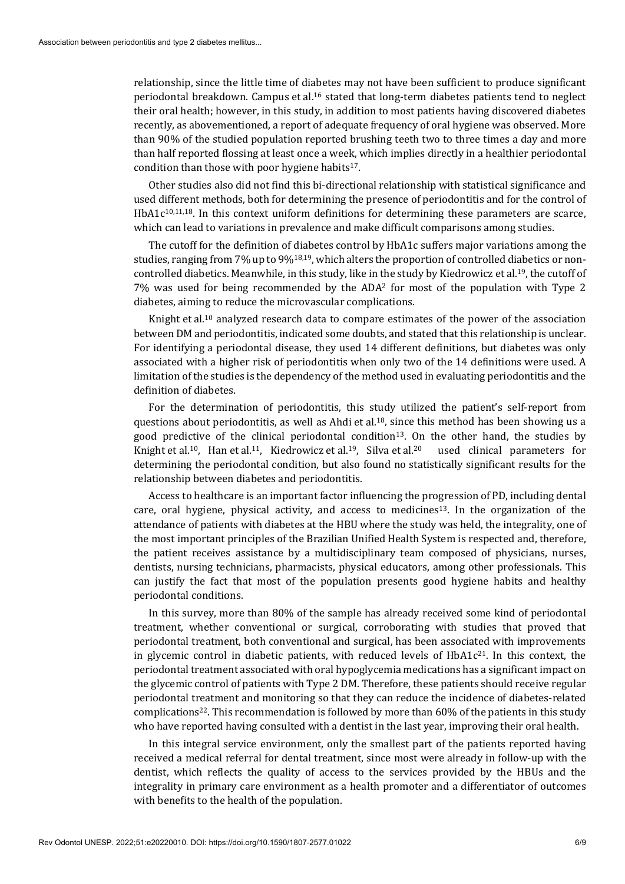relationship, since the little time of diabetes may not have been sufficient to produce significant periodontal breakdown. Campus et al.[16] stated that long-term diabetes patients tend to neglect their oral health; however, in this study, in addition to most patients having discovered diabetes recently, as abovementioned, a report of adequate frequency of oral hygiene was observed. More than 90% of the studied population reported brushing teeth two to three times a day and more than half reported flossing at least once a week, which implies directly in a healthier periodontal condition than those with poor hygiene habits[17].

Other studies also did not find this bi-directional relationship with statistical significance and used different methods, both for determining the presence of periodontitis and for the control of HbA1c[10,11,18]. In this context uniform definitions for determining these parameters are scarce, which can lead to variations in prevalence and make difficult comparisons among studies.

The cutoff for the definition of diabetes control by HbA1c suffers major variations among the studies, ranging from 7% up to 9%[18,19], which alters the proportion of controlled diabetics or non-controlled diabetics. Meanwhile, in this study, like in the study by Kiedrowicz et al.[19], the cutoff of 7% was used for being recommended by the ADA[2] for most of the population with Type 2 diabetes, aiming to reduce the microvascular complications.

Knight et al.[10] analyzed research data to compare estimates of the power of the association between DM and periodontitis, indicated some doubts, and stated that this relationship is unclear. For identifying a periodontal disease, they used 14 different definitions, but diabetes was only associated with a higher risk of periodontitis when only two of the 14 definitions were used. A limitation of the studies is the dependency of the method used in evaluating periodontitis and the definition of diabetes.

For the determination of periodontitis, this study utilized the patient's self-report from questions about periodontitis, as well as Ahdi et al.[18], since this method has been showing us a good predictive of the clinical periodontal condition[13]. On the other hand, the studies by Knight et al.[10], Han et al.[11], Kiedrowicz et al.[19], Silva et al.[20] used clinical parameters for determining the periodontal condition, but also found no statistically significant results for the relationship between diabetes and periodontitis.

Access to healthcare is an important factor influencing the progression of PD, including dental care, oral hygiene, physical activity, and access to medicines[13]. In the organization of the attendance of patients with diabetes at the HBU where the study was held, the integrality, one of the most important principles of the Brazilian Unified Health System is respected and, therefore, the patient receives assistance by a multidisciplinary team composed of physicians, nurses, dentists, nursing technicians, pharmacists, physical educators, among other professionals. This can justify the fact that most of the population presents good hygiene habits and healthy periodontal conditions.

In this survey, more than 80% of the sample has already received some kind of periodontal treatment, whether conventional or surgical, corroborating with studies that proved that periodontal treatment, both conventional and surgical, has been associated with improvements in glycemic control in diabetic patients, with reduced levels of HbA1c[21]. In this context, the periodontal treatment associated with oral hypoglycemia medications has a significant impact on the glycemic control of patients with Type 2 DM. Therefore, these patients should receive regular periodontal treatment and monitoring so that they can reduce the incidence of diabetes-related complications[22]. This recommendation is followed by more than 60% of the patients in this study who have reported having consulted with a dentist in the last year, improving their oral health.

In this integral service environment, only the smallest part of the patients reported having received a medical referral for dental treatment, since most were already in follow-up with the dentist, which reflects the quality of access to the services provided by the HBUs and the integrality in primary care environment as a health promoter and a differentiator of outcomes with benefits to the health of the population.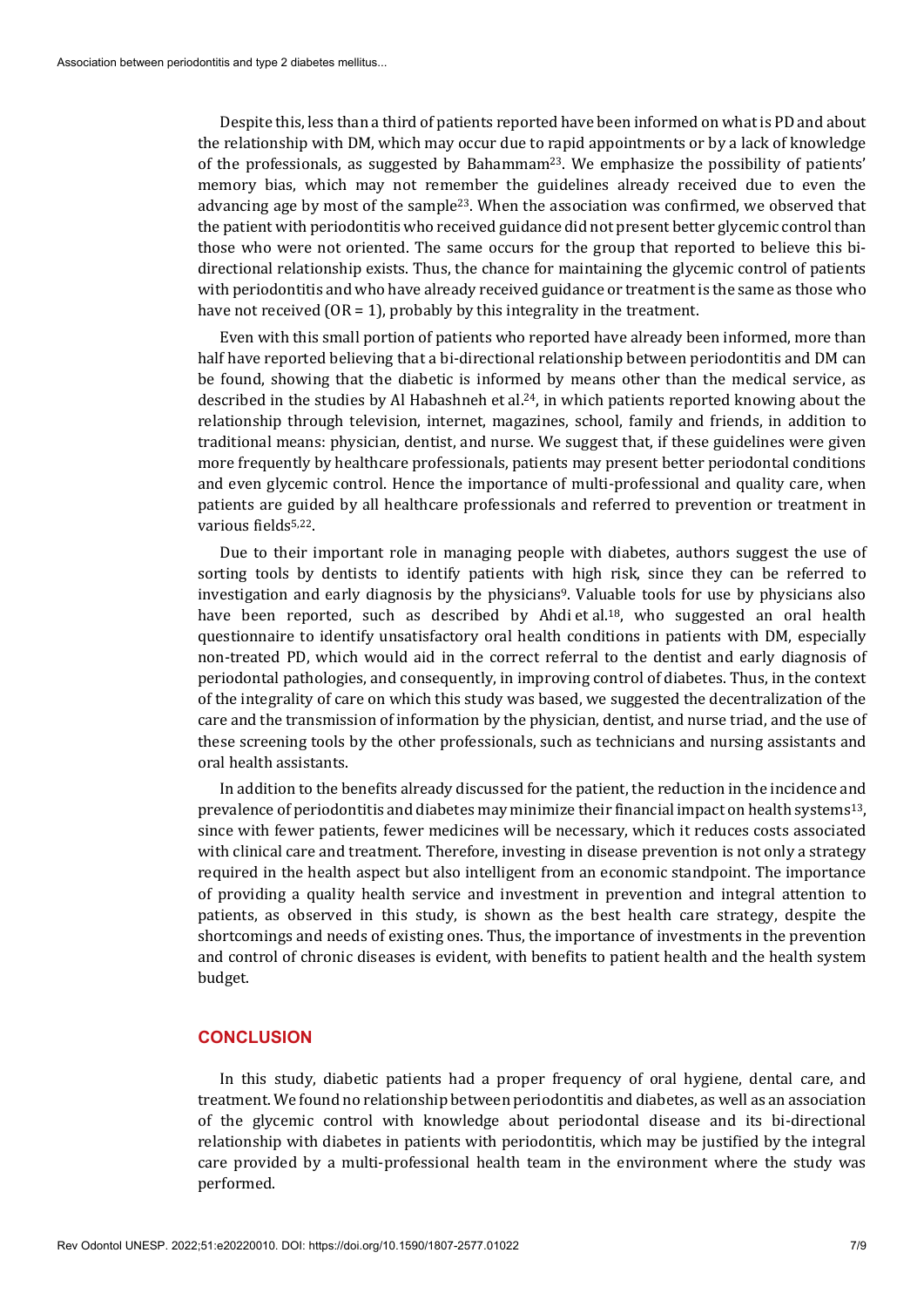Despite this, less than a third of patients reported have been informed on what is PD and about the relationship with DM, which may occur due to rapid appointments or by a lack of knowledge of the professionals, as suggested by Bahammam[23]. We emphasize the possibility of patients' memory bias, which may not remember the guidelines already received due to even the advancing age by most of the sample[23]. When the association was confirmed, we observed that the patient with periodontitis who received guidance did not present better glycemic control than those who were not oriented. The same occurs for the group that reported to believe this bi-directional relationship exists. Thus, the chance for maintaining the glycemic control of patients with periodontitis and who have already received guidance or treatment is the same as those who have not received (OR = 1), probably by this integrality in the treatment.

Even with this small portion of patients who reported have already been informed, more than half have reported believing that a bi-directional relationship between periodontitis and DM can be found, showing that the diabetic is informed by means other than the medical service, as described in the studies by Al Habashneh et al.[24], in which patients reported knowing about the relationship through television, internet, magazines, school, family and friends, in addition to traditional means: physician, dentist, and nurse. We suggest that, if these guidelines were given more frequently by healthcare professionals, patients may present better periodontal conditions and even glycemic control. Hence the importance of multi-professional and quality care, when patients are guided by all healthcare professionals and referred to prevention or treatment in various fields[5,22].

Due to their important role in managing people with diabetes, authors suggest the use of sorting tools by dentists to identify patients with high risk, since they can be referred to investigation and early diagnosis by the physicians[9]. Valuable tools for use by physicians also have been reported, such as described by Ahdi et al.[18], who suggested an oral health questionnaire to identify unsatisfactory oral health conditions in patients with DM, especially non-treated PD, which would aid in the correct referral to the dentist and early diagnosis of periodontal pathologies, and consequently, in improving control of diabetes. Thus, in the context of the integrality of care on which this study was based, we suggested the decentralization of the care and the transmission of information by the physician, dentist, and nurse triad, and the use of these screening tools by the other professionals, such as technicians and nursing assistants and oral health assistants.

In addition to the benefits already discussed for the patient, the reduction in the incidence and prevalence of periodontitis and diabetes may minimize their financial impact on health systems[13], since with fewer patients, fewer medicines will be necessary, which it reduces costs associated with clinical care and treatment. Therefore, investing in disease prevention is not only a strategy required in the health aspect but also intelligent from an economic standpoint. The importance of providing a quality health service and investment in prevention and integral attention to patients, as observed in this study, is shown as the best health care strategy, despite the shortcomings and needs of existing ones. Thus, the importance of investments in the prevention and control of chronic diseases is evident, with benefits to patient health and the health system budget.

## CONCLUSION

In this study, diabetic patients had a proper frequency of oral hygiene, dental care, and treatment. We found no relationship between periodontitis and diabetes, as well as an association of the glycemic control with knowledge about periodontal disease and its bi-directional relationship with diabetes in patients with periodontitis, which may be justified by the integral care provided by a multi-professional health team in the environment where the study was performed.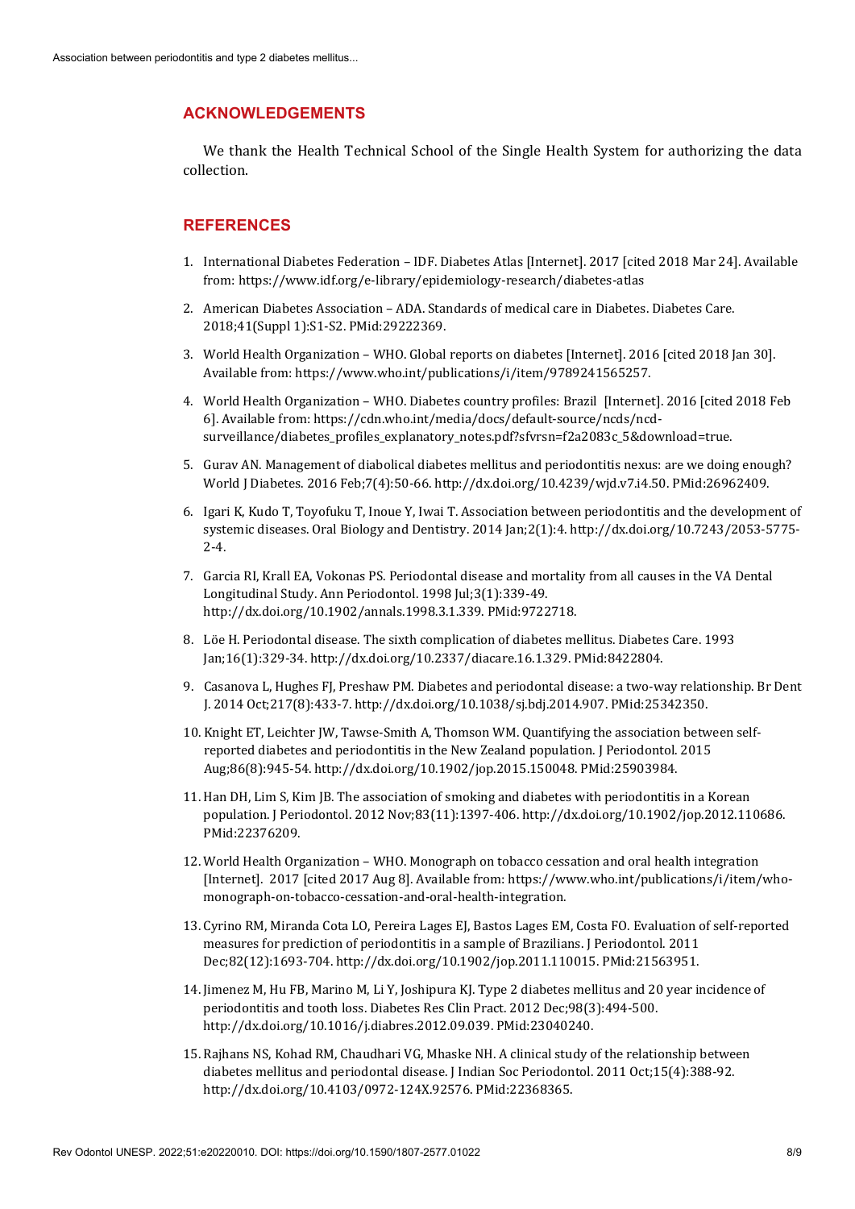## ACKNOWLEDGEMENTS

We thank the Health Technical School of the Single Health System for authorizing the data collection.

## REFERENCES

1. International Diabetes Federation – IDF. Diabetes Atlas [Internet]. 2017 [cited 2018 Mar 24]. Available from: https://www.idf.org/e-library/epidemiology-research/diabetes-atlas
2. American Diabetes Association – ADA. Standards of medical care in Diabetes. Diabetes Care. 2018;41(Suppl 1):S1-S2. PMid:29222369.
3. World Health Organization – WHO. Global reports on diabetes [Internet]. 2016 [cited 2018 Jan 30]. Available from: https://www.who.int/publications/i/item/9789241565257.
4. World Health Organization – WHO. Diabetes country profiles: Brazil [Internet]. 2016 [cited 2018 Feb 6]. Available from: https://cdn.who.int/media/docs/default-source/ncds/ncd-surveillance/diabetes_profiles_explanatory_notes.pdf?sfvrsn=f2a2083c_5&download=true.
5. Gurav AN. Management of diabolical diabetes mellitus and periodontitis nexus: are we doing enough? World J Diabetes. 2016 Feb;7(4):50-66. http://dx.doi.org/10.4239/wjd.v7.i4.50. PMid:26962409.
6. Igari K, Kudo T, Toyofuku T, Inoue Y, Iwai T. Association between periodontitis and the development of systemic diseases. Oral Biology and Dentistry. 2014 Jan;2(1):4. http://dx.doi.org/10.7243/2053-5775-2-4.
7. Garcia RI, Krall EA, Vokonas PS. Periodontal disease and mortality from all causes in the VA Dental Longitudinal Study. Ann Periodontol. 1998 Jul;3(1):339-49. http://dx.doi.org/10.1902/annals.1998.3.1.339. PMid:9722718.
8. Löe H. Periodontal disease. The sixth complication of diabetes mellitus. Diabetes Care. 1993 Jan;16(1):329-34. http://dx.doi.org/10.2337/diacare.16.1.329. PMid:8422804.
9. Casanova L, Hughes FJ, Preshaw PM. Diabetes and periodontal disease: a two-way relationship. Br Dent J. 2014 Oct;217(8):433-7. http://dx.doi.org/10.1038/sj.bdj.2014.907. PMid:25342350.
10. Knight ET, Leichter JW, Tawse-Smith A, Thomson WM. Quantifying the association between self-reported diabetes and periodontitis in the New Zealand population. J Periodontol. 2015 Aug;86(8):945-54. http://dx.doi.org/10.1902/jop.2015.150048. PMid:25903984.
11. Han DH, Lim S, Kim JB. The association of smoking and diabetes with periodontitis in a Korean population. J Periodontol. 2012 Nov;83(11):1397-406. http://dx.doi.org/10.1902/jop.2012.110686. PMid:22376209.
12. World Health Organization – WHO. Monograph on tobacco cessation and oral health integration [Internet]. 2017 [cited 2017 Aug 8]. Available from: https://www.who.int/publications/i/item/who-monograph-on-tobacco-cessation-and-oral-health-integration.
13. Cyrino RM, Miranda Cota LO, Pereira Lages EJ, Bastos Lages EM, Costa FO. Evaluation of self-reported measures for prediction of periodontitis in a sample of Brazilians. J Periodontol. 2011 Dec;82(12):1693-704. http://dx.doi.org/10.1902/jop.2011.110015. PMid:21563951.
14. Jimenez M, Hu FB, Marino M, Li Y, Joshipura KJ. Type 2 diabetes mellitus and 20 year incidence of periodontitis and tooth loss. Diabetes Res Clin Pract. 2012 Dec;98(3):494-500. http://dx.doi.org/10.1016/j.diabres.2012.09.039. PMid:23040240.
15. Rajhans NS, Kohad RM, Chaudhari VG, Mhaske NH. A clinical study of the relationship between diabetes mellitus and periodontal disease. J Indian Soc Periodontol. 2011 Oct;15(4):388-92. http://dx.doi.org/10.4103/0972-124X.92576. PMid:22368365.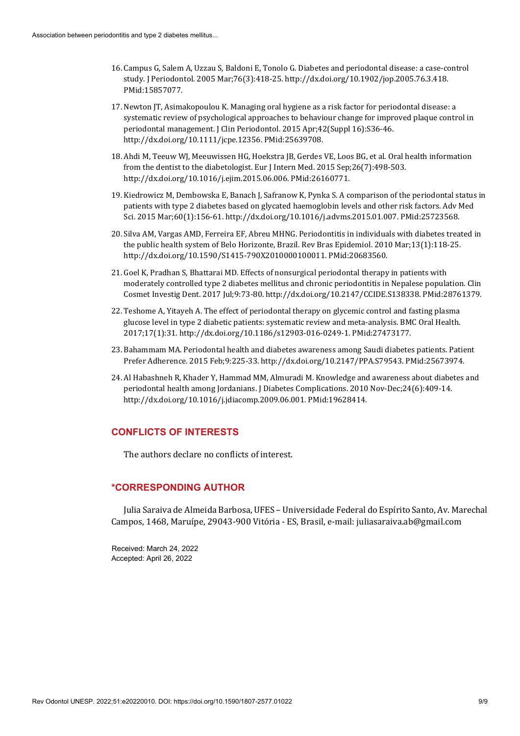16. Campus G, Salem A, Uzzau S, Baldoni E, Tonolo G. Diabetes and periodontal disease: a case-control study. J Periodontol. 2005 Mar;76(3):418-25. http://dx.doi.org/10.1902/jop.2005.76.3.418. PMid:15857077.
17. Newton JT, Asimakopoulou K. Managing oral hygiene as a risk factor for periodontal disease: a systematic review of psychological approaches to behaviour change for improved plaque control in periodontal management. J Clin Periodontol. 2015 Apr;42(Suppl 16):S36-46. http://dx.doi.org/10.1111/jcpe.12356. PMid:25639708.
18. Ahdi M, Teeuw WJ, Meeuwissen HG, Hoekstra JB, Gerdes VE, Loos BG, et al. Oral health information from the dentist to the diabetologist. Eur J Intern Med. 2015 Sep;26(7):498-503. http://dx.doi.org/10.1016/j.ejim.2015.06.006. PMid:26160771.
19. Kiedrowicz M, Dembowska E, Banach J, Safranow K, Pynka S. A comparison of the periodontal status in patients with type 2 diabetes based on glycated haemoglobin levels and other risk factors. Adv Med Sci. 2015 Mar;60(1):156-61. http://dx.doi.org/10.1016/j.advms.2015.01.007. PMid:25723568.
20. Silva AM, Vargas AMD, Ferreira EF, Abreu MHNG. Periodontitis in individuals with diabetes treated in the public health system of Belo Horizonte, Brazil. Rev Bras Epidemiol. 2010 Mar;13(1):118-25. http://dx.doi.org/10.1590/S1415-790X2010000100011. PMid:20683560.
21. Goel K, Pradhan S, Bhattarai MD. Effects of nonsurgical periodontal therapy in patients with moderately controlled type 2 diabetes mellitus and chronic periodontitis in Nepalese population. Clin Cosmet Investig Dent. 2017 Jul;9:73-80. http://dx.doi.org/10.2147/CCIDE.S138338. PMid:28761379.
22. Teshome A, Yitayeh A. The effect of periodontal therapy on glycemic control and fasting plasma glucose level in type 2 diabetic patients: systematic review and meta-analysis. BMC Oral Health. 2017;17(1):31. http://dx.doi.org/10.1186/s12903-016-0249-1. PMid:27473177.
23. Bahammam MA. Periodontal health and diabetes awareness among Saudi diabetes patients. Patient Prefer Adherence. 2015 Feb;9:225-33. http://dx.doi.org/10.2147/PPA.S79543. PMid:25673974.
24. Al Habashneh R, Khader Y, Hammad MM, Almuradi M. Knowledge and awareness about diabetes and periodontal health among Jordanians. J Diabetes Complications. 2010 Nov-Dec;24(6):409-14. http://dx.doi.org/10.1016/j.jdiacomp.2009.06.001. PMid:19628414.

## CONFLICTS OF INTERESTS

The authors declare no conflicts of interest.

## *CORRESPONDING AUTHOR

Julia Saraiva de Almeida Barbosa, UFES – Universidade Federal do Espírito Santo, Av. Marechal Campos, 1468, Maruípe, 29043-900 Vitória - ES, Brasil, e-mail: juliasaraiva.ab@gmail.com

Received: March 24, 2022
Accepted: April 26, 2022